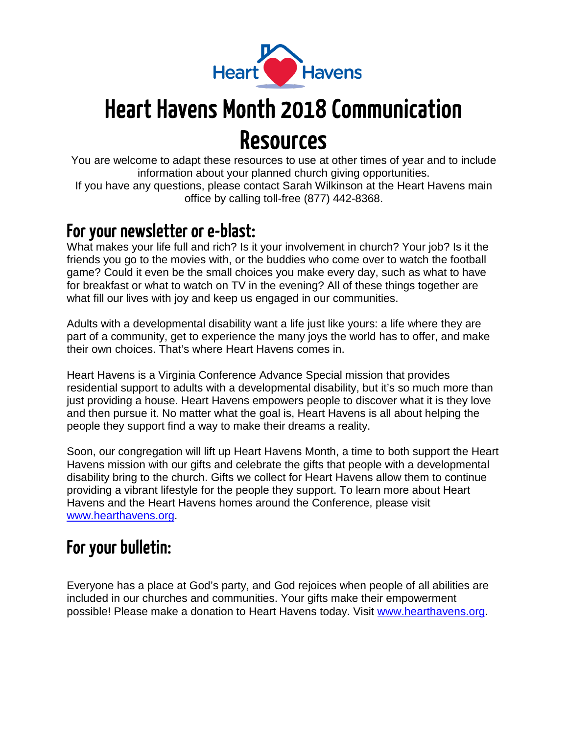# Heart Havens Month 2018 Communication Resources

You are welcome to adapt these resources to use at other times of year and to include information about your planned church giving opportunities.
If you have any questions, please contact Sarah Wilkinson at the Heart Havens main office by calling toll-free (877) 442-8368.

## For your newsletter or e-blast:

What makes your life full and rich? Is it your involvement in church? Your job? Is it the friends you go to the movies with, or the buddies who come over to watch the football game? Could it even be the small choices you make every day, such as what to have for breakfast or what to watch on TV in the evening? All of these things together are what fill our lives with joy and keep us engaged in our communities.

Adults with a developmental disability want a life just like yours: a life where they are part of a community, get to experience the many joys the world has to offer, and make their own choices. That's where Heart Havens comes in.

Heart Havens is a Virginia Conference Advance Special mission that provides residential support to adults with a developmental disability, but it's so much more than just providing a house. Heart Havens empowers people to discover what it is they love and then pursue it. No matter what the goal is, Heart Havens is all about helping the people they support find a way to make their dreams a reality.

Soon, our congregation will lift up Heart Havens Month, a time to both support the Heart Havens mission with our gifts and celebrate the gifts that people with a developmental disability bring to the church. Gifts we collect for Heart Havens allow them to continue providing a vibrant lifestyle for the people they support. To learn more about Heart Havens and the Heart Havens homes around the Conference, please visit [www.hearthavens.org](http://www.hearthavens.org).

## For your bulletin:

Everyone has a place at God's party, and God rejoices when people of all abilities are included in our churches and communities. Your gifts make their empowerment possible! Please make a donation to Heart Havens today. Visit [www.hearthavens.org](http://www.hearthavens.org).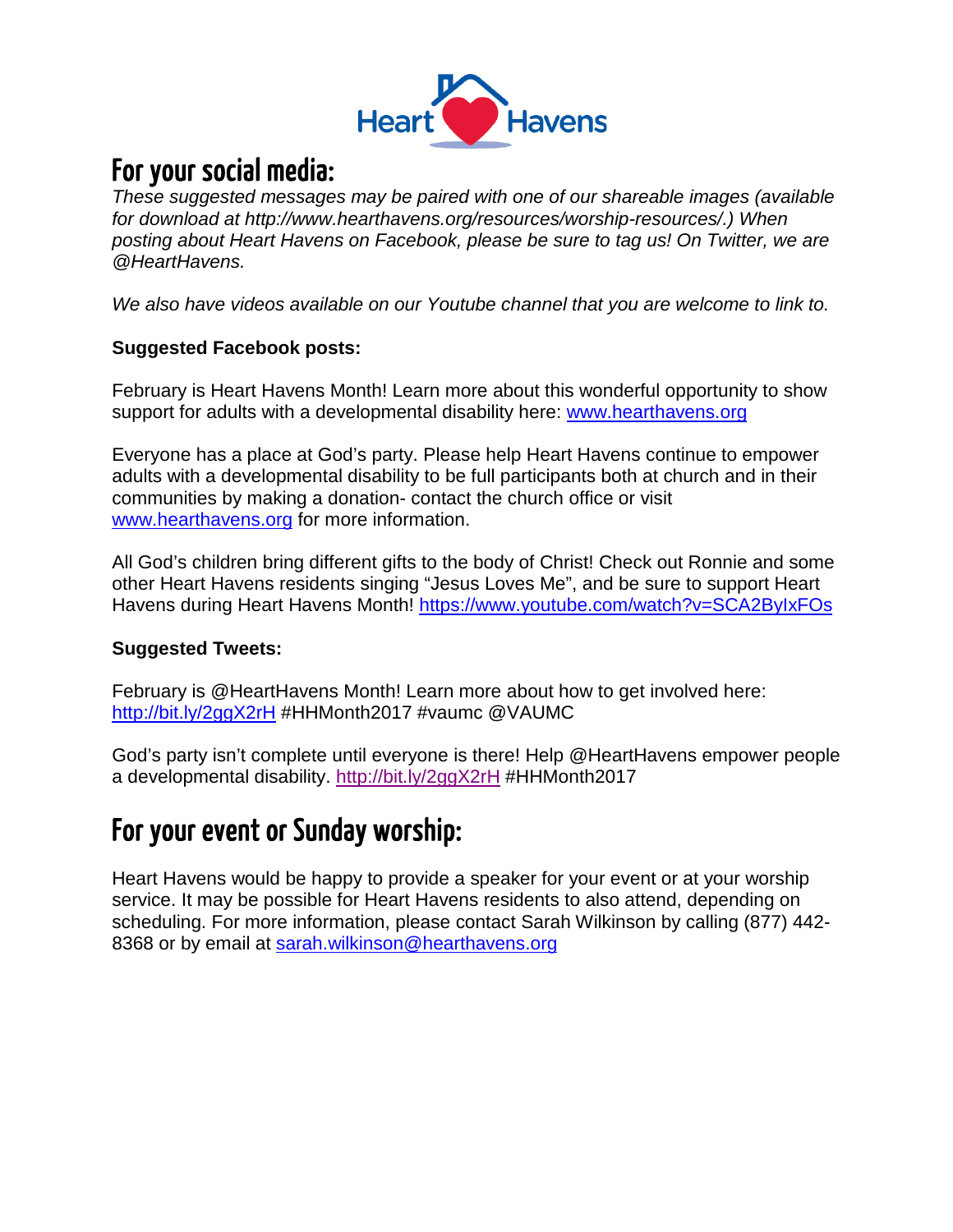Heart Havens

## For your social media:

*These suggested messages may be paired with one of our shareable images (available for download at http://www.hearthavens.org/resources/worship-resources/.) When posting about Heart Havens on Facebook, please be sure to tag us! On Twitter, we are @HeartHavens.*

*We also have videos available on our Youtube channel that you are welcome to link to.*

**Suggested Facebook posts:**

February is Heart Havens Month! Learn more about this wonderful opportunity to show support for adults with a developmental disability here: www.hearthavens.org

Everyone has a place at God's party. Please help Heart Havens continue to empower adults with a developmental disability to be full participants both at church and in their communities by making a donation- contact the church office or visit www.hearthavens.org for more information.

All God's children bring different gifts to the body of Christ! Check out Ronnie and some other Heart Havens residents singing "Jesus Loves Me", and be sure to support Heart Havens during Heart Havens Month! https://www.youtube.com/watch?v=SCA2ByIxFOs

**Suggested Tweets:**

February is @HeartHavens Month! Learn more about how to get involved here: http://bit.ly/2ggX2rH #HHMonth2017 #vaumc @VAUMC

God's party isn't complete until everyone is there! Help @HeartHavens empower people a developmental disability. http://bit.ly/2ggX2rH #HHMonth2017

## For your event or Sunday worship:

Heart Havens would be happy to provide a speaker for your event or at your worship service. It may be possible for Heart Havens residents to also attend, depending on scheduling. For more information, please contact Sarah Wilkinson by calling (877) 442-8368 or by email at sarah.wilkinson@hearthavens.org